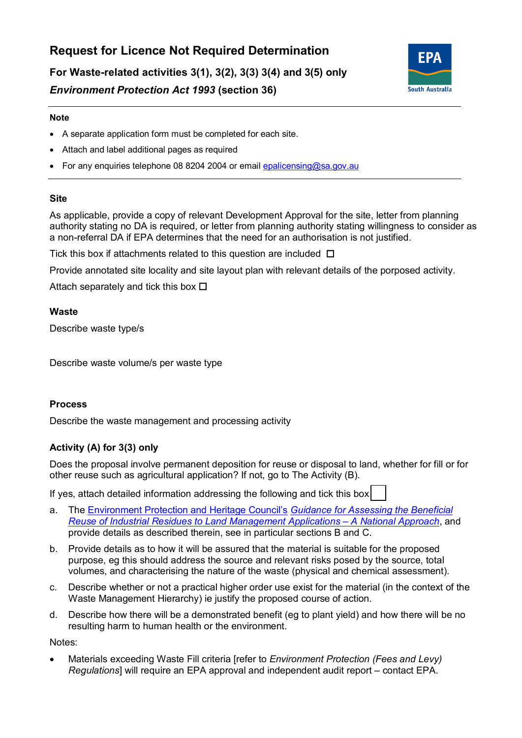# Request for Licence Not Required Determination

## For Waste-related activities 3(1), 3(2), 3(3) 3(4) and 3(5) only

## *Environment Protection Act 1993* (section 36)

EPA South Australia

---

**Note**

- A separate application form must be completed for each site.
- Attach and label additional pages as required
- For any enquiries telephone 08 8204 2004 or email epalicensing@sa.gov.au

---

### Site

As applicable, provide a copy of relevant Development Approval for the site, letter from planning authority stating no DA is required, or letter from planning authority stating willingness to consider as a non-referral DA if EPA determines that the need for an authorisation is not justified.

Tick this box if attachments related to this question are included ☐

Provide annotated site locality and site layout plan with relevant details of the porposed activity.

Attach separately and tick this box ☐

### Waste

Describe waste type/s

Describe waste volume/s per waste type

### Process

Describe the waste management and processing activity

### Activity (A) for 3(3) only

Does the proposal involve permanent deposition for reuse or disposal to land, whether for fill or for other reuse such as agricultural application? If not, go to The Activity (B).

If yes, attach detailed information addressing the following and tick this box ☐

a. The Environment Protection and Heritage Council's *Guidance for Assessing the Beneficial Reuse of Industrial Residues to Land Management Applications – A National Approach*, and provide details as described therein, see in particular sections B and C.

b. Provide details as to how it will be assured that the material is suitable for the proposed purpose, eg this should address the source and relevant risks posed by the source, total volumes, and characterising the nature of the waste (physical and chemical assessment).

c. Describe whether or not a practical higher order use exist for the material (in the context of the Waste Management Hierarchy) ie justify the proposed course of action.

d. Describe how there will be a demonstrated benefit (eg to plant yield) and how there will be no resulting harm to human health or the environment.

Notes:

- Materials exceeding Waste Fill criteria [refer to *Environment Protection (Fees and Levy) Regulations*] will require an EPA approval and independent audit report – contact EPA.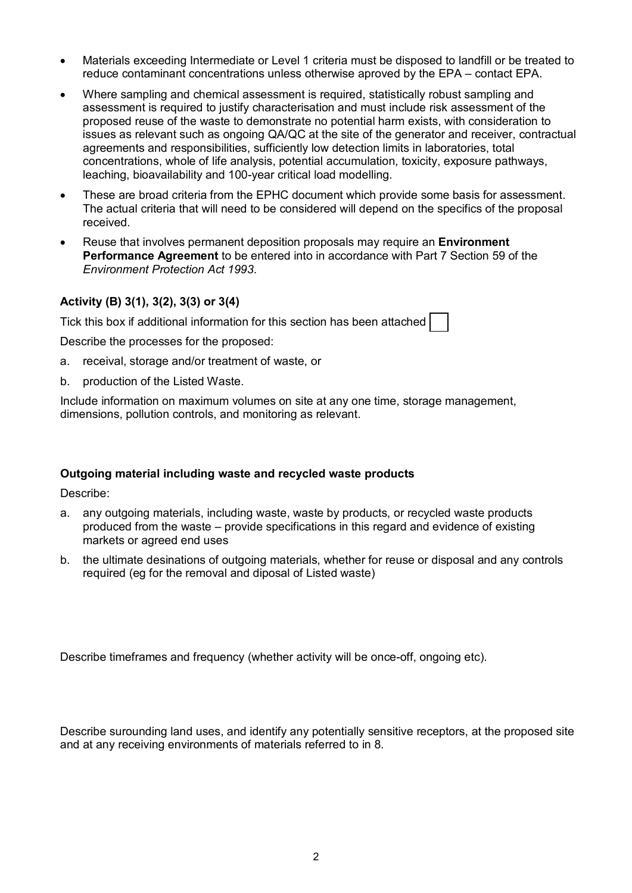- Materials exceeding Intermediate or Level 1 criteria must be disposed to landfill or be treated to reduce contaminant concentrations unless otherwise aproved by the EPA – contact EPA.
- Where sampling and chemical assessment is required, statistically robust sampling and assessment is required to justify characterisation and must include risk assessment of the proposed reuse of the waste to demonstrate no potential harm exists, with consideration to issues as relevant such as ongoing QA/QC at the site of the generator and receiver, contractual agreements and responsibilities, sufficiently low detection limits in laboratories, total concentrations, whole of life analysis, potential accumulation, toxicity, exposure pathways, leaching, bioavailability and 100-year critical load modelling.
- These are broad criteria from the EPHC document which provide some basis for assessment. The actual criteria that will need to be considered will depend on the specifics of the proposal received.
- Reuse that involves permanent deposition proposals may require an **Environment Performance Agreement** to be entered into in accordance with Part 7 Section 59 of the *Environment Protection Act 1993*.

**Activity (B) 3(1), 3(2), 3(3) or 3(4)**

Tick this box if additional information for this section has been attached ☐

Describe the processes for the proposed:

a. receival, storage and/or treatment of waste, or
b. production of the Listed Waste.

Include information on maximum volumes on site at any one time, storage management, dimensions, pollution controls, and monitoring as relevant.

**Outgoing material including waste and recycled waste products**

Describe:

a. any outgoing materials, including waste, waste by products, or recycled waste products produced from the waste – provide specifications in this regard and evidence of existing markets or agreed end uses
b. the ultimate desinations of outgoing materials, whether for reuse or disposal and any controls required (eg for the removal and diposal of Listed waste)

Describe timeframes and frequency (whether activity will be once-off, ongoing etc).

Describe surounding land uses, and identify any potentially sensitive receptors, at the proposed site and at any receiving environments of materials referred to in 8.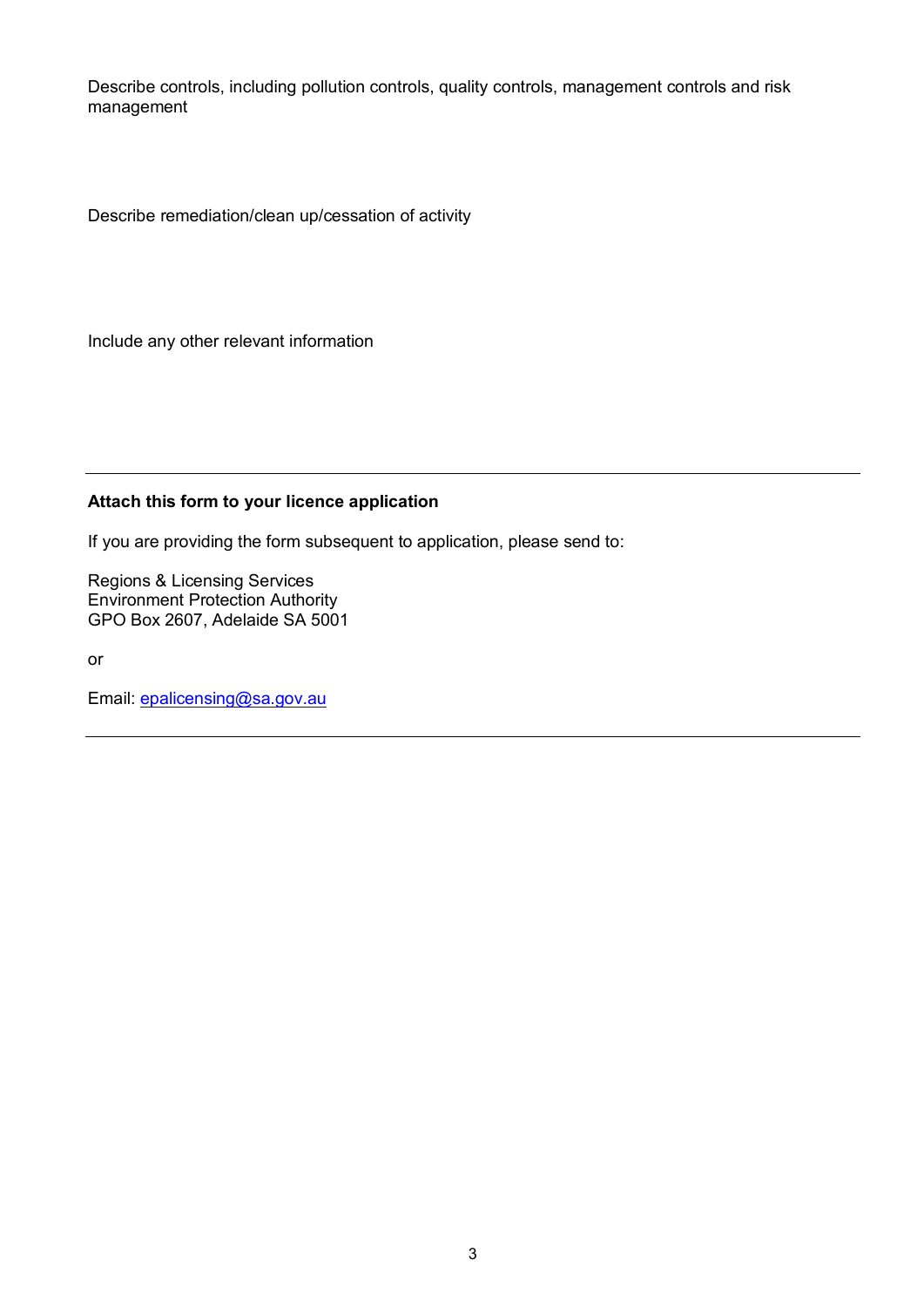Describe controls, including pollution controls, quality controls, management controls and risk management

Describe remediation/clean up/cessation of activity

Include any other relevant information

---

**Attach this form to your licence application**

If you are providing the form subsequent to application, please send to:

Regions & Licensing Services
Environment Protection Authority
GPO Box 2607, Adelaide SA 5001

or

Email: epalicensing@sa.gov.au

---